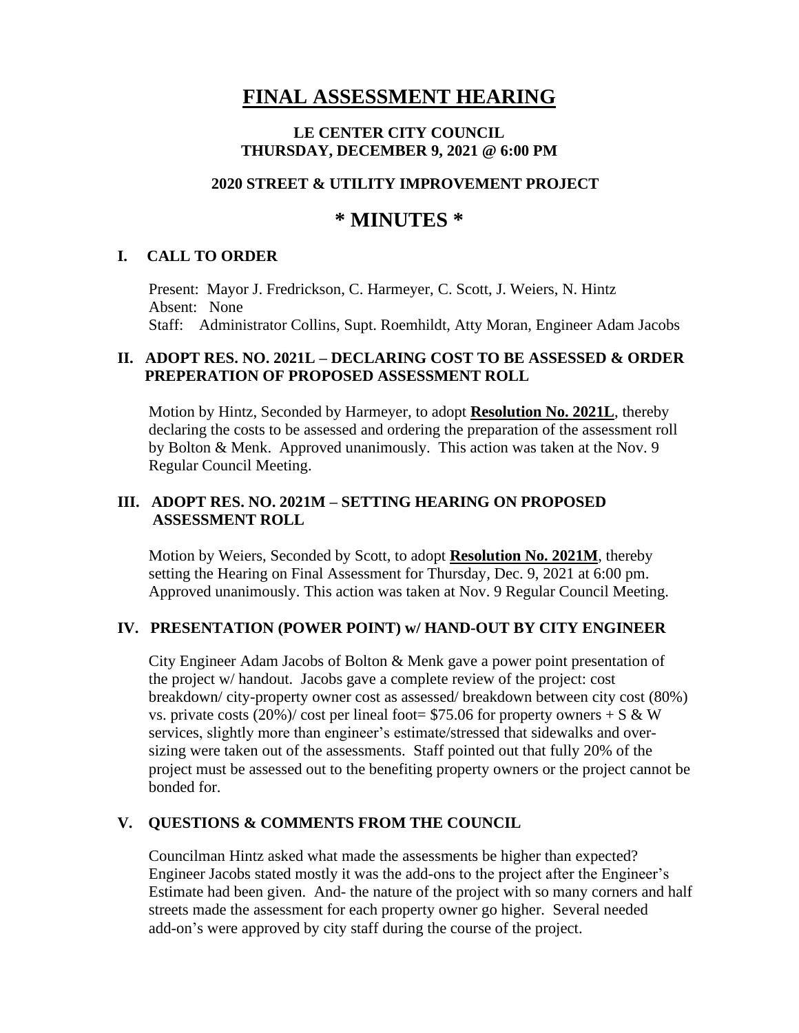# FINAL ASSESSMENT HEARING

## LE CENTER CITY COUNCIL
## THURSDAY, DECEMBER 9, 2021 @ 6:00 PM

### 2020 STREET & UTILITY IMPROVEMENT PROJECT

# * MINUTES *

## I. CALL TO ORDER

Present: Mayor J. Fredrickson, C. Harmeyer, C. Scott, J. Weiers, N. Hintz
Absent: None
Staff: Administrator Collins, Supt. Roemhildt, Atty Moran, Engineer Adam Jacobs

## II. ADOPT RES. NO. 2021L – DECLARING COST TO BE ASSESSED & ORDER PREPERATION OF PROPOSED ASSESSMENT ROLL

Motion by Hintz, Seconded by Harmeyer, to adopt **Resolution No. 2021L**, thereby declaring the costs to be assessed and ordering the preparation of the assessment roll by Bolton & Menk. Approved unanimously. This action was taken at the Nov. 9 Regular Council Meeting.

## III. ADOPT RES. NO. 2021M – SETTING HEARING ON PROPOSED ASSESSMENT ROLL

Motion by Weiers, Seconded by Scott, to adopt **Resolution No. 2021M**, thereby setting the Hearing on Final Assessment for Thursday, Dec. 9, 2021 at 6:00 pm. Approved unanimously. This action was taken at Nov. 9 Regular Council Meeting.

## IV. PRESENTATION (POWER POINT) w/ HAND-OUT BY CITY ENGINEER

City Engineer Adam Jacobs of Bolton & Menk gave a power point presentation of the project w/ handout. Jacobs gave a complete review of the project: cost breakdown/ city-property owner cost as assessed/ breakdown between city cost (80%) vs. private costs (20%)/ cost per lineal foot= $75.06 for property owners + S & W services, slightly more than engineer's estimate/stressed that sidewalks and over-sizing were taken out of the assessments. Staff pointed out that fully 20% of the project must be assessed out to the benefiting property owners or the project cannot be bonded for.

## V. QUESTIONS & COMMENTS FROM THE COUNCIL

Councilman Hintz asked what made the assessments be higher than expected? Engineer Jacobs stated mostly it was the add-ons to the project after the Engineer's Estimate had been given. And- the nature of the project with so many corners and half streets made the assessment for each property owner go higher. Several needed add-on's were approved by city staff during the course of the project.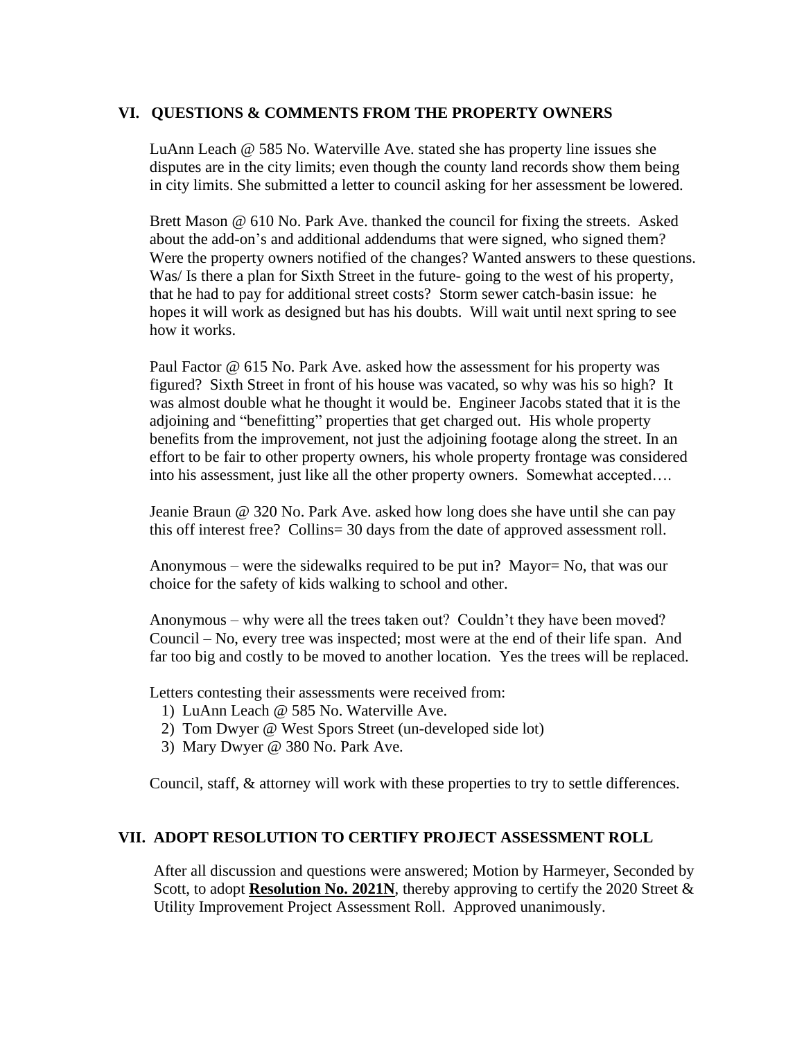## VI. QUESTIONS & COMMENTS FROM THE PROPERTY OWNERS

LuAnn Leach @ 585 No. Waterville Ave. stated she has property line issues she disputes are in the city limits; even though the county land records show them being in city limits. She submitted a letter to council asking for her assessment be lowered.

Brett Mason @ 610 No. Park Ave. thanked the council for fixing the streets. Asked about the add-on's and additional addendums that were signed, who signed them? Were the property owners notified of the changes? Wanted answers to these questions. Was/ Is there a plan for Sixth Street in the future- going to the west of his property, that he had to pay for additional street costs? Storm sewer catch-basin issue: he hopes it will work as designed but has his doubts. Will wait until next spring to see how it works.

Paul Factor @ 615 No. Park Ave. asked how the assessment for his property was figured? Sixth Street in front of his house was vacated, so why was his so high? It was almost double what he thought it would be. Engineer Jacobs stated that it is the adjoining and "benefitting" properties that get charged out. His whole property benefits from the improvement, not just the adjoining footage along the street. In an effort to be fair to other property owners, his whole property frontage was considered into his assessment, just like all the other property owners. Somewhat accepted….

Jeanie Braun @ 320 No. Park Ave. asked how long does she have until she can pay this off interest free? Collins= 30 days from the date of approved assessment roll.

Anonymous – were the sidewalks required to be put in? Mayor= No, that was our choice for the safety of kids walking to school and other.

Anonymous – why were all the trees taken out? Couldn't they have been moved? Council – No, every tree was inspected; most were at the end of their life span. And far too big and costly to be moved to another location. Yes the trees will be replaced.

Letters contesting their assessments were received from:

1) LuAnn Leach @ 585 No. Waterville Ave.
2) Tom Dwyer @ West Spors Street (un-developed side lot)
3) Mary Dwyer @ 380 No. Park Ave.

Council, staff, & attorney will work with these properties to try to settle differences.

## VII. ADOPT RESOLUTION TO CERTIFY PROJECT ASSESSMENT ROLL

After all discussion and questions were answered; Motion by Harmeyer, Seconded by Scott, to adopt **Resolution No. 2021N**, thereby approving to certify the 2020 Street & Utility Improvement Project Assessment Roll. Approved unanimously.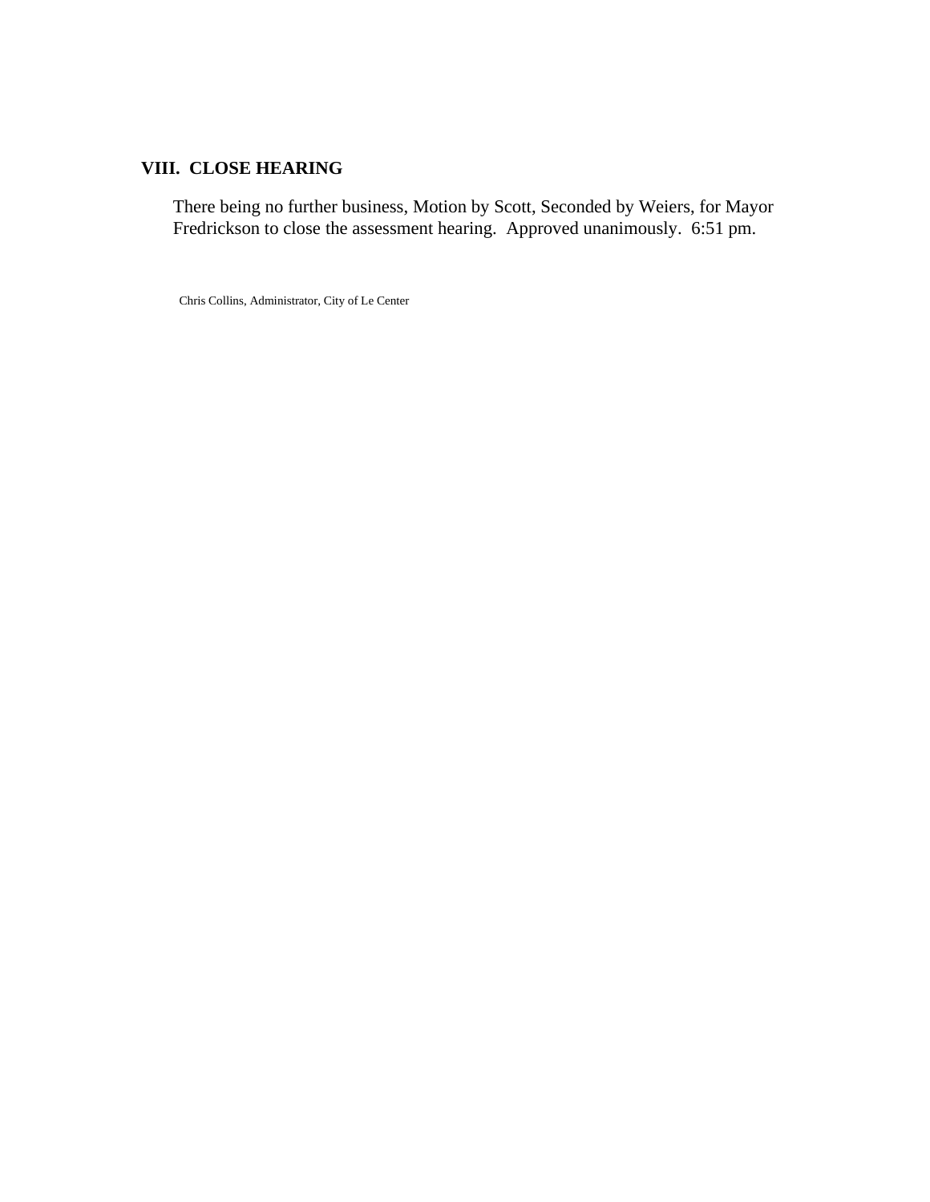## VIII. CLOSE HEARING

There being no further business, Motion by Scott, Seconded by Weiers, for Mayor Fredrickson to close the assessment hearing. Approved unanimously. 6:51 pm.

Chris Collins, Administrator, City of Le Center